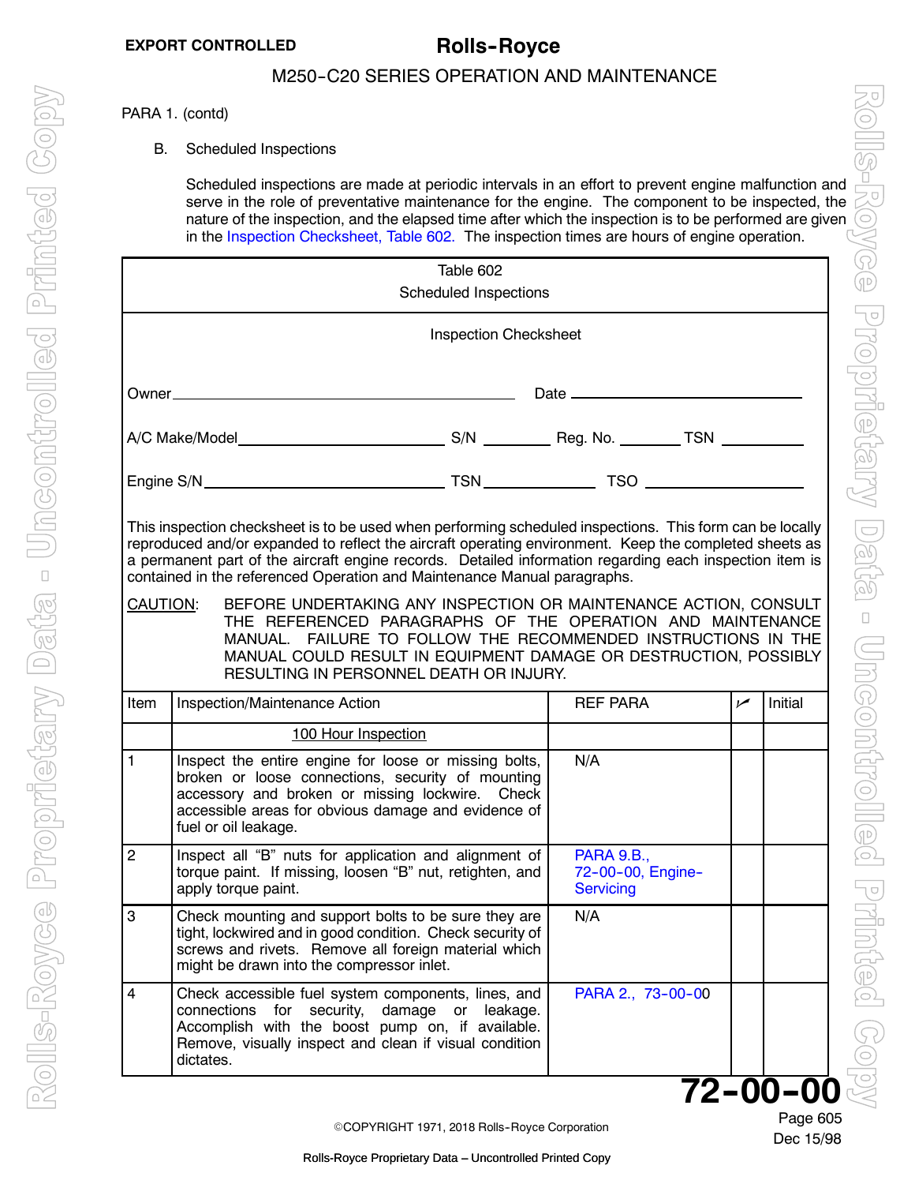EXPORT CONTROLLED

PARA 1. (contd)

B. Scheduled Inspections

Scheduled inspections are made at periodic intervals in an effort to prevent engine malfunction and serve in the role of preventative maintenance for the engine. The component to be inspected, the nature of the inspection, and the elapsed time after which the inspection is to be performed are given in the Inspection Checksheet, Table 602. The inspection times are hours of engine operation.

Table 602
Scheduled Inspections

Inspection Checksheet

Owner\_\_\_\_\_\_\_\_\_\_\_\_\_\_\_\_\_\_\_\_\_\_\_\_\_\_\_\_\_\_\_\_ Date \_\_\_\_\_\_\_\_\_\_\_\_\_\_\_\_\_\_\_\_\_\_

A/C Make/Model\_\_\_\_\_\_\_\_\_\_\_\_\_\_\_\_\_\_\_\_ S/N \_\_\_\_\_\_\_ Reg. No. \_\_\_\_\_\_ TSN \_\_\_\_\_\_\_\_

Engine S/N\_\_\_\_\_\_\_\_\_\_\_\_\_\_\_\_\_\_\_\_\_\_\_ TSN\_\_\_\_\_\_\_\_\_\_\_ TSO \_\_\_\_\_\_\_\_\_\_\_\_\_\_\_\_

This inspection checksheet is to be used when performing scheduled inspections. This form can be locally reproduced and/or expanded to reflect the aircraft operating environment. Keep the completed sheets as a permanent part of the aircraft engine records. Detailed information regarding each inspection item is contained in the referenced Operation and Maintenance Manual paragraphs.

CAUTION: BEFORE UNDERTAKING ANY INSPECTION OR MAINTENANCE ACTION, CONSULT THE REFERENCED PARAGRAPHS OF THE OPERATION AND MAINTENANCE MANUAL. FAILURE TO FOLLOW THE RECOMMENDED INSTRUCTIONS IN THE MANUAL COULD RESULT IN EQUIPMENT DAMAGE OR DESTRUCTION, POSSIBLY RESULTING IN PERSONNEL DEATH OR INJURY.

| Item | Inspection/Maintenance Action | REF PARA | ✓ | Initial |
|---|---|---|---|---|
| | 100 Hour Inspection | | | |
| 1 | Inspect the entire engine for loose or missing bolts, broken or loose connections, security of mounting accessory and broken or missing lockwire. Check accessible areas for obvious damage and evidence of fuel or oil leakage. | N/A | | |
| 2 | Inspect all "B" nuts for application and alignment of torque paint. If missing, loosen "B" nut, retighten, and apply torque paint. | PARA 9.B., 72-00-00, Engine-Servicing | | |
| 3 | Check mounting and support bolts to be sure they are tight, lockwired and in good condition. Check security of screws and rivets. Remove all foreign material which might be drawn into the compressor inlet. | N/A | | |
| 4 | Check accessible fuel system components, lines, and connections for security, damage or leakage. Accomplish with the boost pump on, if available. Remove, visually inspect and clean if visual condition dictates. | PARA 2., 73-00-00 | | |

72-00-00

Dec 15/98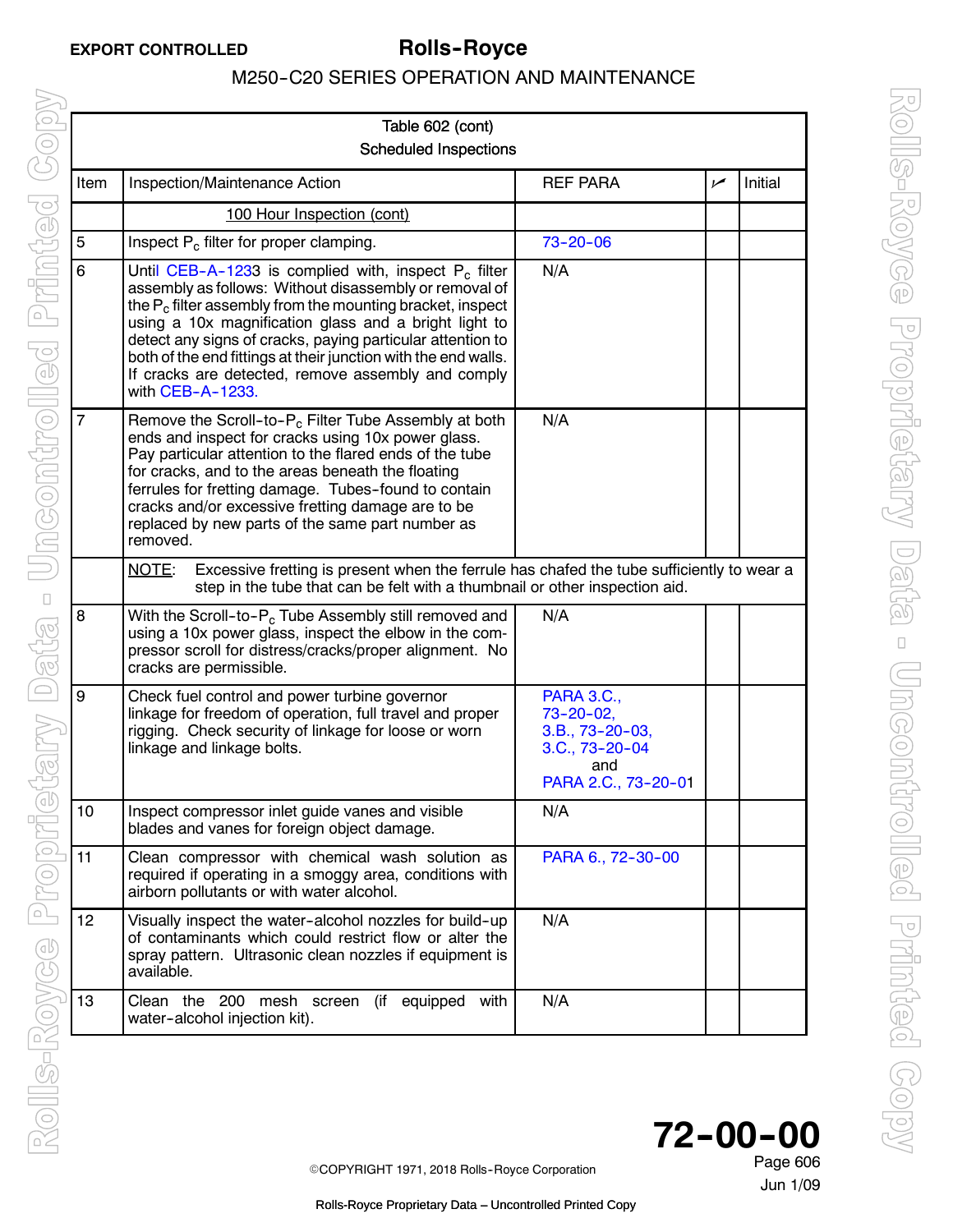| Table 602 (cont)<br>Scheduled Inspections | | | | |
|---|---|---|---|---|
| Item | Inspection/Maintenance Action | REF PARA | ✓ | Initial |
| | 100 Hour Inspection (cont) | | | |
| 5 | Inspect $P_c$ filter for proper clamping. | 73-20-06 | | |
| 6 | Until CEB-A-1233 is complied with, inspect $P_c$ filter assembly as follows: Without disassembly or removal of the $P_c$ filter assembly from the mounting bracket, inspect using a 10x magnification glass and a bright light to detect any signs of cracks, paying particular attention to both of the end fittings at their junction with the end walls. If cracks are detected, remove assembly and comply with CEB-A-1233. | N/A | | |
| 7 | Remove the Scroll-to-$P_c$ Filter Tube Assembly at both ends and inspect for cracks using 10x power glass. Pay particular attention to the flared ends of the tube for cracks, and to the areas beneath the floating ferrules for fretting damage. Tubes-found to contain cracks and/or excessive fretting damage are to be replaced by new parts of the same part number as removed. | N/A | | |
| | NOTE: Excessive fretting is present when the ferrule has chafed the tube sufficiently to wear a step in the tube that can be felt with a thumbnail or other inspection aid. | | | |
| 8 | With the Scroll-to-$P_c$ Tube Assembly still removed and using a 10x power glass, inspect the elbow in the compressor scroll for distress/cracks/proper alignment. No cracks are permissible. | N/A | | |
| 9 | Check fuel control and power turbine governor linkage for freedom of operation, full travel and proper rigging. Check security of linkage for loose or worn linkage and linkage bolts. | PARA 3.C., 73-20-02, 3.B., 73-20-03, 3.C., 73-20-04 and PARA 2.C., 73-20-01 | | |
| 10 | Inspect compressor inlet guide vanes and visible blades and vanes for foreign object damage. | N/A | | |
| 11 | Clean compressor with chemical wash solution as required if operating in a smoggy area, conditions with airborn pollutants or with water alcohol. | PARA 6., 72-30-00 | | |
| 12 | Visually inspect the water-alcohol nozzles for build-up of contaminants which could restrict flow or alter the spray pattern. Ultrasonic clean nozzles if equipment is available. | N/A | | |
| 13 | Clean the 200 mesh screen (if equipped with water-alcohol injection kit). | N/A | | |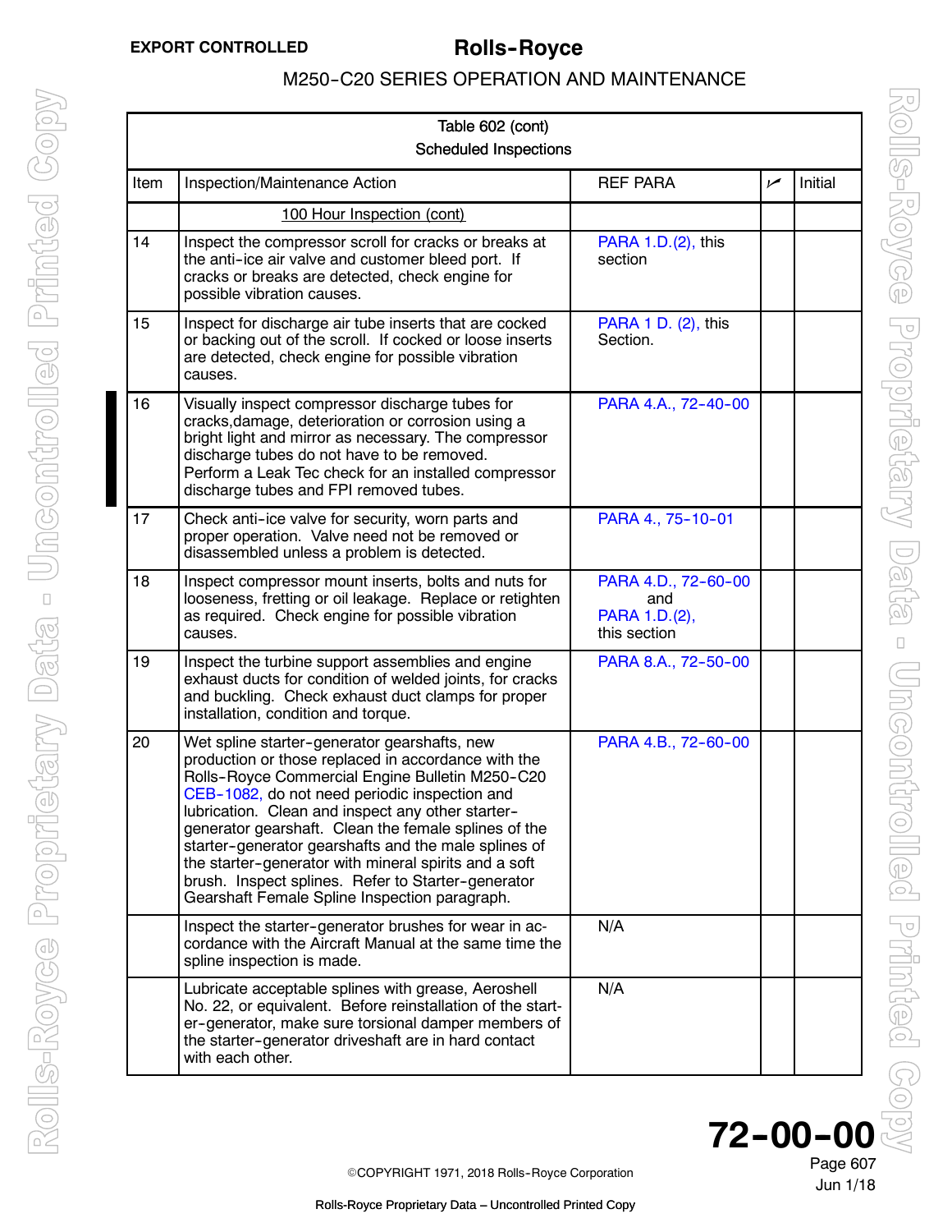| Table 602 (cont) Scheduled Inspections | | | | |
|---|---|---|---|---|
| Item | Inspection/Maintenance Action | REF PARA | ✓ | Initial |
| | 100 Hour Inspection (cont) | | | |
| 14 | Inspect the compressor scroll for cracks or breaks at the anti-ice air valve and customer bleed port. If cracks or breaks are detected, check engine for possible vibration causes. | PARA 1.D.(2), this section | | |
| 15 | Inspect for discharge air tube inserts that are cocked or backing out of the scroll. If cocked or loose inserts are detected, check engine for possible vibration causes. | PARA 1 D. (2), this Section. | | |
| 16 | Visually inspect compressor discharge tubes for cracks,damage, deterioration or corrosion using a bright light and mirror as necessary. The compressor discharge tubes do not have to be removed. Perform a Leak Tec check for an installed compressor discharge tubes and FPI removed tubes. | PARA 4.A., 72-40-00 | | |
| 17 | Check anti-ice valve for security, worn parts and proper operation. Valve need not be removed or disassembled unless a problem is detected. | PARA 4., 75-10-01 | | |
| 18 | Inspect compressor mount inserts, bolts and nuts for looseness, fretting or oil leakage. Replace or retighten as required. Check engine for possible vibration causes. | PARA 4.D., 72-60-00 and PARA 1.D.(2), this section | | |
| 19 | Inspect the turbine support assemblies and engine exhaust ducts for condition of welded joints, for cracks and buckling. Check exhaust duct clamps for proper installation, condition and torque. | PARA 8.A., 72-50-00 | | |
| 20 | Wet spline starter-generator gearshafts, new production or those replaced in accordance with the Rolls-Royce Commercial Engine Bulletin M250-C20 CEB-1082, do not need periodic inspection and lubrication. Clean and inspect any other starter-generator gearshaft. Clean the female splines of the starter-generator gearshafts and the male splines of the starter-generator with mineral spirits and a soft brush. Inspect splines. Refer to Starter-generator Gearshaft Female Spline Inspection paragraph. | PARA 4.B., 72-60-00 | | |
| | Inspect the starter-generator brushes for wear in accordance with the Aircraft Manual at the same time the spline inspection is made. | N/A | | |
| | Lubricate acceptable splines with grease, Aeroshell No. 22, or equivalent. Before reinstallation of the starter-generator, make sure torsional damper members of the starter-generator driveshaft are in hard contact with each other. | N/A | | |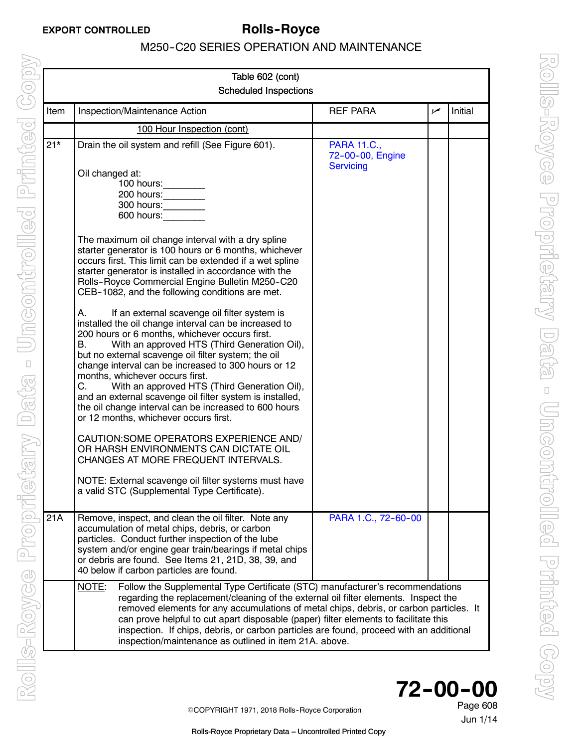| Item | Inspection/Maintenance Action | REF PARA | ✓ | Initial |
|---|---|---|---|---|
| Table 602 (cont) Scheduled Inspections | | | | |
| | <u>100 Hour Inspection (cont)</u> | | | |
| 21* | Drain the oil system and refill (See Figure 601).<br><br>Oil changed at:<br>100 hours:________<br>200 hours:________<br>300 hours:________<br>600 hours:________<br><br>The maximum oil change interval with a dry spline starter generator is 100 hours or 6 months, whichever occurs first. This limit can be extended if a wet spline starter generator is installed in accordance with the Rolls-Royce Commercial Engine Bulletin M250-C20 CEB-1082, and the following conditions are met.<br><br>A. If an external scavenge oil filter system is installed the oil change interval can be increased to 200 hours or 6 months, whichever occurs first.<br>B. With an approved HTS (Third Generation Oil), but no external scavenge oil filter system; the oil change interval can be increased to 300 hours or 12 months, whichever occurs first.<br>C. With an approved HTS (Third Generation Oil), and an external scavenge oil filter system is installed, the oil change interval can be increased to 600 hours or 12 months, whichever occurs first.<br><br>CAUTION:SOME OPERATORS EXPERIENCE AND/ OR HARSH ENVIRONMENTS CAN DICTATE OIL CHANGES AT MORE FREQUENT INTERVALS.<br><br>NOTE: External scavenge oil filter systems must have a valid STC (Supplemental Type Certificate). | PARA 11.C., 72-00-00, Engine Servicing | | |
| 21A | Remove, inspect, and clean the oil filter. Note any accumulation of metal chips, debris, or carbon particles. Conduct further inspection of the lube system and/or engine gear train/bearings if metal chips or debris are found. See Items 21, 21D, 38, 39, and 40 below if carbon particles are found. | PARA 1.C., 72-60-00 | | |
| | <u>NOTE</u>: Follow the Supplemental Type Certificate (STC) manufacturer's recommendations regarding the replacement/cleaning of the external oil filter elements. Inspect the removed elements for any accumulations of metal chips, debris, or carbon particles. It can prove helpful to cut apart disposable (paper) filter elements to facilitate this inspection. If chips, debris, or carbon particles are found, proceed with an additional inspection/maintenance as outlined in item 21A. above. | | | |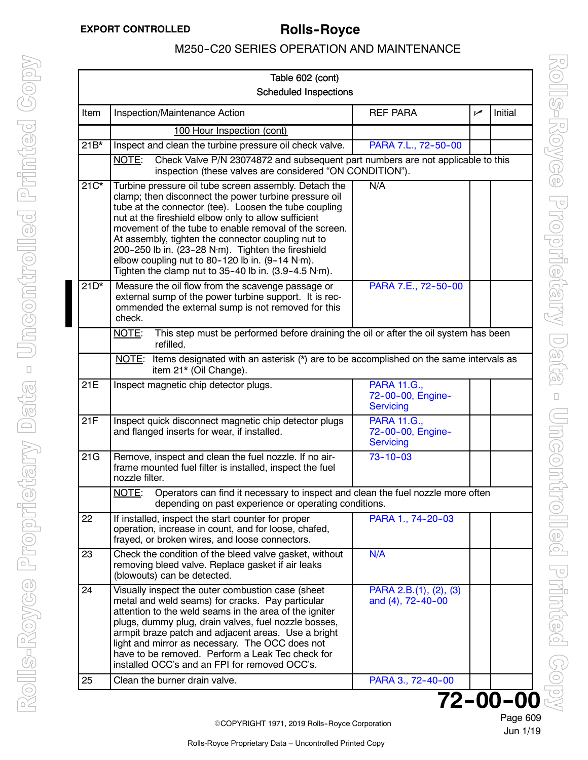| Table 602 (cont) Scheduled Inspections | | | | |
|---|---|---|---|---|
| Item | Inspection/Maintenance Action | REF PARA | ✓ | Initial |
| | 100 Hour Inspection (cont) | | | |
| 21B* | Inspect and clean the turbine pressure oil check valve. | PARA 7.L., 72-50-00 | | |
| | NOTE: Check Valve P/N 23074872 and subsequent part numbers are not applicable to this inspection (these valves are considered "ON CONDITION"). | | | |
| 21C* | Turbine pressure oil tube screen assembly. Detach the clamp; then disconnect the power turbine pressure oil tube at the connector (tee). Loosen the tube coupling nut at the fireshield elbow only to allow sufficient movement of the tube to enable removal of the screen. At assembly, tighten the connector coupling nut to 200-250 lb in. (23-28 N·m). Tighten the fireshield elbow coupling nut to 80-120 lb in. (9-14 N·m). Tighten the clamp nut to 35-40 lb in. (3.9-4.5 N·m). | N/A | | |
| 21D* | Measure the oil flow from the scavenge passage or external sump of the power turbine support. It is recommended the external sump is not removed for this check. | PARA 7.E., 72-50-00 | | |
| | NOTE: This step must be performed before draining the oil or after the oil system has been refilled. | | | |
| | NOTE: Items designated with an asterisk (*) are to be accomplished on the same intervals as item 21* (Oil Change). | | | |
| 21E | Inspect magnetic chip detector plugs. | PARA 11.G., 72-00-00, Engine-Servicing | | |
| 21F | Inspect quick disconnect magnetic chip detector plugs and flanged inserts for wear, if installed. | PARA 11.G., 72-00-00, Engine-Servicing | | |
| 21G | Remove, inspect and clean the fuel nozzle. If no airframe mounted fuel filter is installed, inspect the fuel nozzle filter. | 73-10-03 | | |
| | NOTE: Operators can find it necessary to inspect and clean the fuel nozzle more often depending on past experience or operating conditions. | | | |
| 22 | If installed, inspect the start counter for proper operation, increase in count, and for loose, chafed, frayed, or broken wires, and loose connectors. | PARA 1., 74-20-03 | | |
| 23 | Check the condition of the bleed valve gasket, without removing bleed valve. Replace gasket if air leaks (blowouts) can be detected. | N/A | | |
| 24 | Visually inspect the outer combustion case (sheet metal and weld seams) for cracks. Pay particular attention to the weld seams in the area of the igniter plugs, dummy plug, drain valves, fuel nozzle bosses, armpit braze patch and adjacent areas. Use a bright light and mirror as necessary. The OCC does not have to be removed. Perform a Leak Tec check for installed OCC's and an FPI for removed OCC's. | PARA 2.B.(1), (2), (3) and (4), 72-40-00 | | |
| 25 | Clean the burner drain valve. | PARA 3., 72-40-00 | | |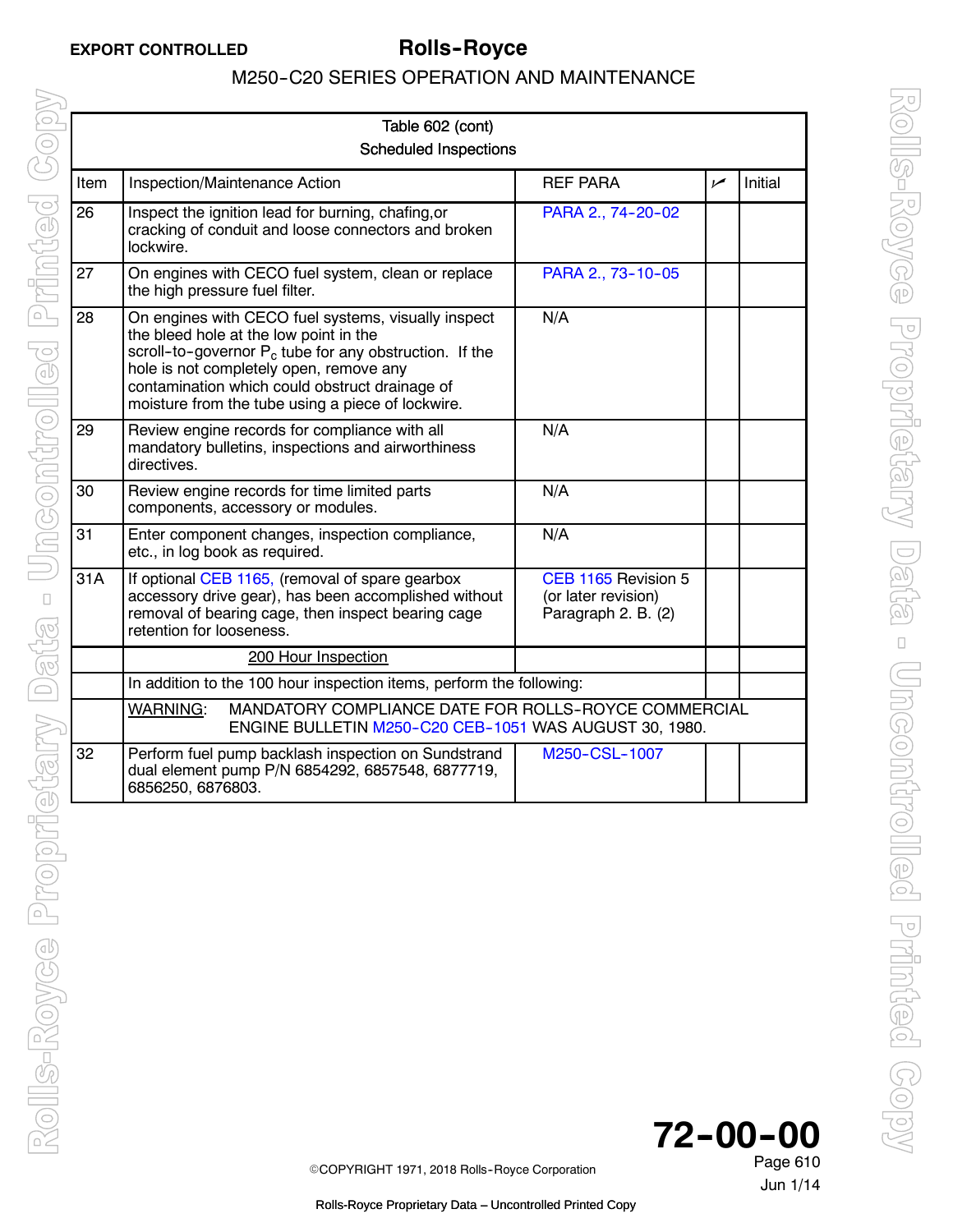| Item | Inspection/Maintenance Action | REF PARA | ✓ | Initial |
|---|---|---|---|---|
| 26 | Inspect the ignition lead for burning, chafing,or cracking of conduit and loose connectors and broken lockwire. | PARA 2., 74-20-02 | | |
| 27 | On engines with CECO fuel system, clean or replace the high pressure fuel filter. | PARA 2., 73-10-05 | | |
| 28 | On engines with CECO fuel systems, visually inspect the bleed hole at the low point in the scroll-to-governor $P_c$ tube for any obstruction. If the hole is not completely open, remove any contamination which could obstruct drainage of moisture from the tube using a piece of lockwire. | N/A | | |
| 29 | Review engine records for compliance with all mandatory bulletins, inspections and airworthiness directives. | N/A | | |
| 30 | Review engine records for time limited parts components, accessory or modules. | N/A | | |
| 31 | Enter component changes, inspection compliance, etc., in log book as required. | N/A | | |
| 31A | If optional CEB 1165, (removal of spare gearbox accessory drive gear), has been accomplished without removal of bearing cage, then inspect bearing cage retention for looseness. | CEB 1165 Revision 5 (or later revision) Paragraph 2. B. (2) | | |
| | 200 Hour Inspection | | | |
| | In addition to the 100 hour inspection items, perform the following: | | | |
| | WARNING: MANDATORY COMPLIANCE DATE FOR ROLLS-ROYCE COMMERCIAL ENGINE BULLETIN M250-C20 CEB-1051 WAS AUGUST 30, 1980. | | | |
| 32 | Perform fuel pump backlash inspection on Sundstrand dual element pump P/N 6854292, 6857548, 6877719, 6856250, 6876803. | M250-CSL-1007 | | |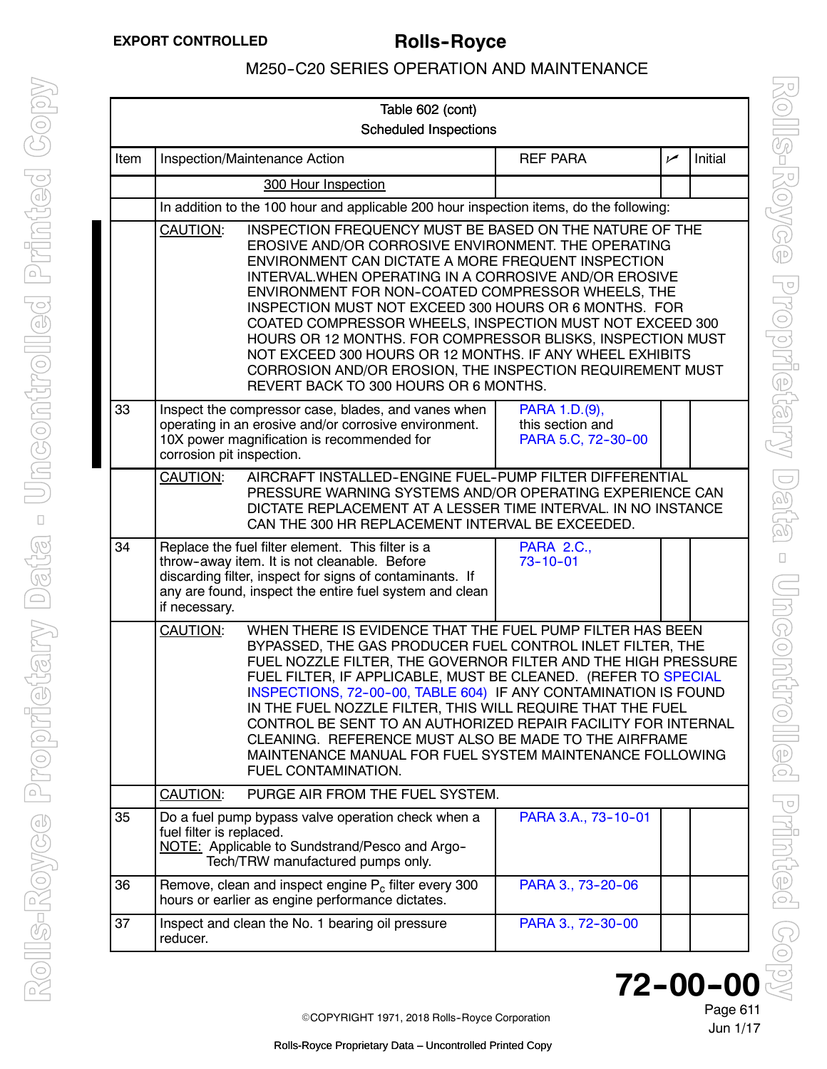| Table 602 (cont) Scheduled Inspections | | | | |
|---|---|---|---|---|
| Item | Inspection/Maintenance Action | REF PARA | ✓ | Initial |
| | 300 Hour Inspection | | | |
| | In addition to the 100 hour and applicable 200 hour inspection items, do the following: | | | |
| | CAUTION: INSPECTION FREQUENCY MUST BE BASED ON THE NATURE OF THE EROSIVE AND/OR CORROSIVE ENVIRONMENT. THE OPERATING ENVIRONMENT CAN DICTATE A MORE FREQUENT INSPECTION INTERVAL.WHEN OPERATING IN A CORROSIVE AND/OR EROSIVE ENVIRONMENT FOR NON-COATED COMPRESSOR WHEELS, THE INSPECTION MUST NOT EXCEED 300 HOURS OR 6 MONTHS. FOR COATED COMPRESSOR WHEELS, INSPECTION MUST NOT EXCEED 300 HOURS OR 12 MONTHS. FOR COMPRESSOR BLISKS, INSPECTION MUST NOT EXCEED 300 HOURS OR 12 MONTHS. IF ANY WHEEL EXHIBITS CORROSION AND/OR EROSION, THE INSPECTION REQUIREMENT MUST REVERT BACK TO 300 HOURS OR 6 MONTHS. | | | |
| 33 | Inspect the compressor case, blades, and vanes when operating in an erosive and/or corrosive environment. 10X power magnification is recommended for corrosion pit inspection. | PARA 1.D.(9), this section and PARA 5.C, 72-30-00 | | |
| | CAUTION: AIRCRAFT INSTALLED-ENGINE FUEL-PUMP FILTER DIFFERENTIAL PRESSURE WARNING SYSTEMS AND/OR OPERATING EXPERIENCE CAN DICTATE REPLACEMENT AT A LESSER TIME INTERVAL. IN NO INSTANCE CAN THE 300 HR REPLACEMENT INTERVAL BE EXCEEDED. | | | |
| 34 | Replace the fuel filter element. This filter is a throw-away item. It is not cleanable. Before discarding filter, inspect for signs of contaminants. If any are found, inspect the entire fuel system and clean if necessary. | PARA 2.C., 73-10-01 | | |
| | CAUTION: WHEN THERE IS EVIDENCE THAT THE FUEL PUMP FILTER HAS BEEN BYPASSED, THE GAS PRODUCER FUEL CONTROL INLET FILTER, THE FUEL NOZZLE FILTER, THE GOVERNOR FILTER AND THE HIGH PRESSURE FUEL FILTER, IF APPLICABLE, MUST BE CLEANED. (REFER TO SPECIAL INSPECTIONS, 72-00-00, TABLE 604) IF ANY CONTAMINATION IS FOUND IN THE FUEL NOZZLE FILTER, THIS WILL REQUIRE THAT THE FUEL CONTROL BE SENT TO AN AUTHORIZED REPAIR FACILITY FOR INTERNAL CLEANING. REFERENCE MUST ALSO BE MADE TO THE AIRFRAME MAINTENANCE MANUAL FOR FUEL SYSTEM MAINTENANCE FOLLOWING FUEL CONTAMINATION. | | | |
| | CAUTION: PURGE AIR FROM THE FUEL SYSTEM. | | | |
| 35 | Do a fuel pump bypass valve operation check when a fuel filter is replaced. NOTE: Applicable to Sundstrand/Pesco and Argo-Tech/TRW manufactured pumps only. | PARA 3.A., 73-10-01 | | |
| 36 | Remove, clean and inspect engine $P_c$ filter every 300 hours or earlier as engine performance dictates. | PARA 3., 73-20-06 | | |
| 37 | Inspect and clean the No. 1 bearing oil pressure reducer. | PARA 3., 72-30-00 | | |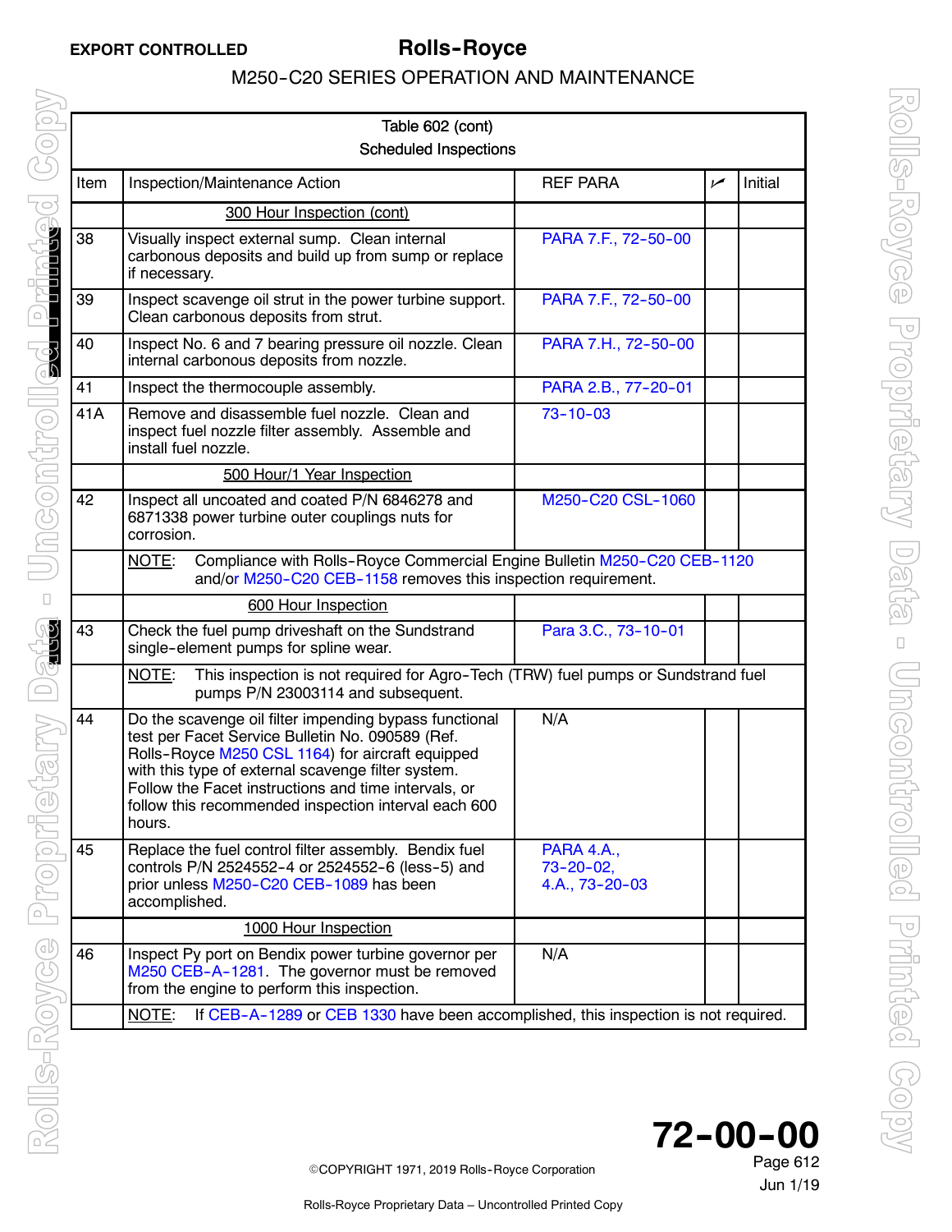| Table 602 (cont) Scheduled Inspections | | | | |
|---|---|---|---|---|
| Item | Inspection/Maintenance Action | REF PARA | ✓ | Initial |
| | 300 Hour Inspection (cont) | | | |
| 38 | Visually inspect external sump. Clean internal carbonous deposits and build up from sump or replace if necessary. | PARA 7.F., 72-50-00 | | |
| 39 | Inspect scavenge oil strut in the power turbine support. Clean carbonous deposits from strut. | PARA 7.F., 72-50-00 | | |
| 40 | Inspect No. 6 and 7 bearing pressure oil nozzle. Clean internal carbonous deposits from nozzle. | PARA 7.H., 72-50-00 | | |
| 41 | Inspect the thermocouple assembly. | PARA 2.B., 77-20-01 | | |
| 41A | Remove and disassemble fuel nozzle. Clean and inspect fuel nozzle filter assembly. Assemble and install fuel nozzle. | 73-10-03 | | |
| | 500 Hour/1 Year Inspection | | | |
| 42 | Inspect all uncoated and coated P/N 6846278 and 6871338 power turbine outer couplings nuts for corrosion. | M250-C20 CSL-1060 | | |
| | NOTE: Compliance with Rolls-Royce Commercial Engine Bulletin M250-C20 CEB-1120 and/or M250-C20 CEB-1158 removes this inspection requirement. | | | |
| | 600 Hour Inspection | | | |
| 43 | Check the fuel pump driveshaft on the Sundstrand single-element pumps for spline wear. | Para 3.C., 73-10-01 | | |
| | NOTE: This inspection is not required for Agro-Tech (TRW) fuel pumps or Sundstrand fuel pumps P/N 23003114 and subsequent. | | | |
| 44 | Do the scavenge oil filter impending bypass functional test per Facet Service Bulletin No. 090589 (Ref. Rolls-Royce M250 CSL 1164) for aircraft equipped with this type of external scavenge filter system. Follow the Facet instructions and time intervals, or follow this recommended inspection interval each 600 hours. | N/A | | |
| 45 | Replace the fuel control filter assembly. Bendix fuel controls P/N 2524552-4 or 2524552-6 (less-5) and prior unless M250-C20 CEB-1089 has been accomplished. | PARA 4.A., 73-20-02, 4.A., 73-20-03 | | |
| | 1000 Hour Inspection | | | |
| 46 | Inspect Py port on Bendix power turbine governor per M250 CEB-A-1281. The governor must be removed from the engine to perform this inspection. | N/A | | |
| | NOTE: If CEB-A-1289 or CEB 1330 have been accomplished, this inspection is not required. | | | |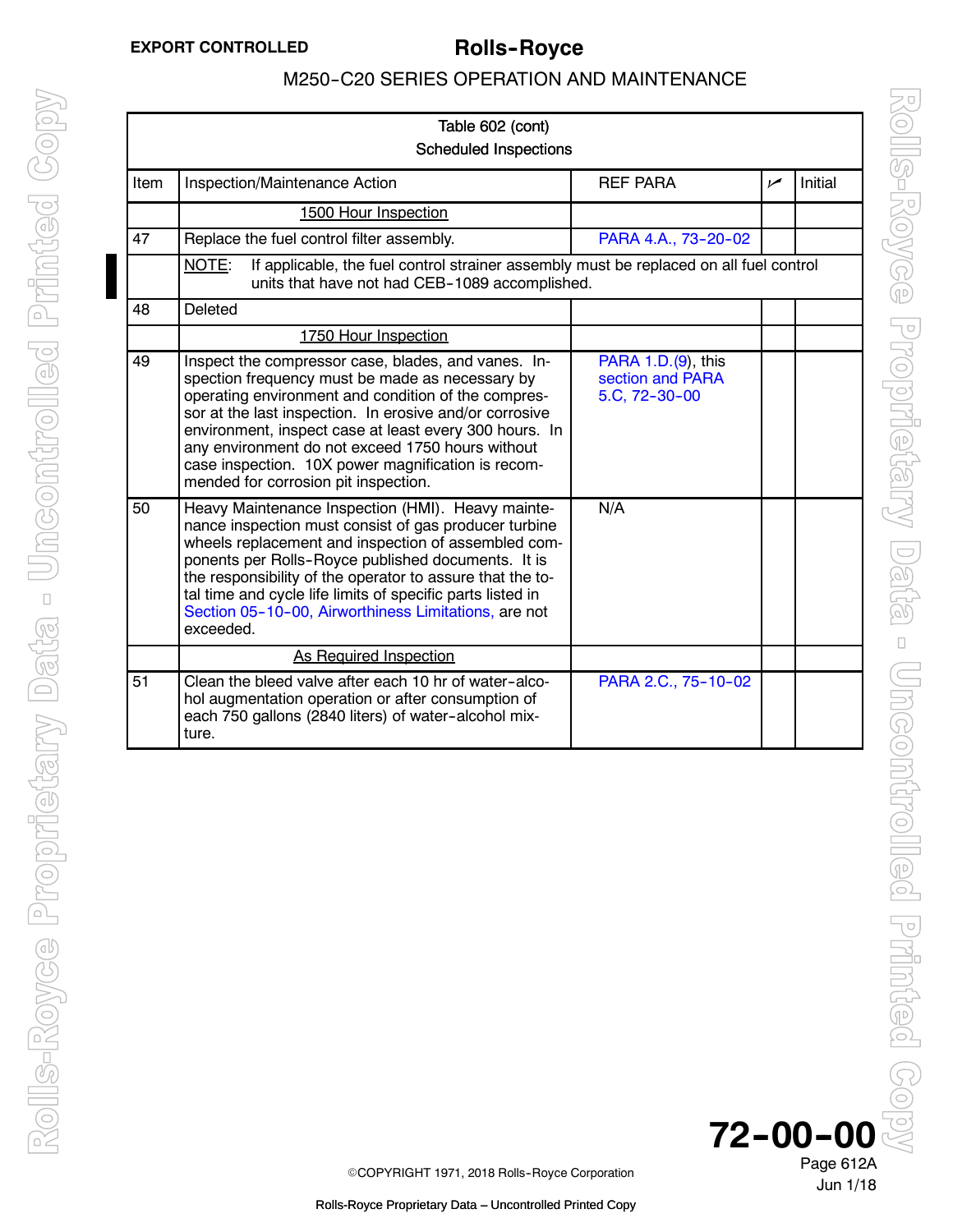| Table 602 (cont) Scheduled Inspections | | | | |
|---|---|---|---|---|
| Item | Inspection/Maintenance Action | REF PARA | ✓ | Initial |
| | 1500 Hour Inspection | | | |
| 47 | Replace the fuel control filter assembly. | PARA 4.A., 73-20-02 | | |
| | NOTE: If applicable, the fuel control strainer assembly must be replaced on all fuel control units that have not had CEB-1089 accomplished. | | | |
| 48 | Deleted | | | |
| | 1750 Hour Inspection | | | |
| 49 | Inspect the compressor case, blades, and vanes. Inspection frequency must be made as necessary by operating environment and condition of the compressor at the last inspection. In erosive and/or corrosive environment, inspect case at least every 300 hours. In any environment do not exceed 1750 hours without case inspection. 10X power magnification is recommended for corrosion pit inspection. | PARA 1.D.(9), this section and PARA 5.C, 72-30-00 | | |
| 50 | Heavy Maintenance Inspection (HMI). Heavy maintenance inspection must consist of gas producer turbine wheels replacement and inspection of assembled components per Rolls-Royce published documents. It is the responsibility of the operator to assure that the total time and cycle life limits of specific parts listed in Section 05-10-00, Airworthiness Limitations, are not exceeded. | N/A | | |
| | As Required Inspection | | | |
| 51 | Clean the bleed valve after each 10 hr of water-alcohol augmentation operation or after consumption of each 750 gallons (2840 liters) of water-alcohol mixture. | PARA 2.C., 75-10-02 | | |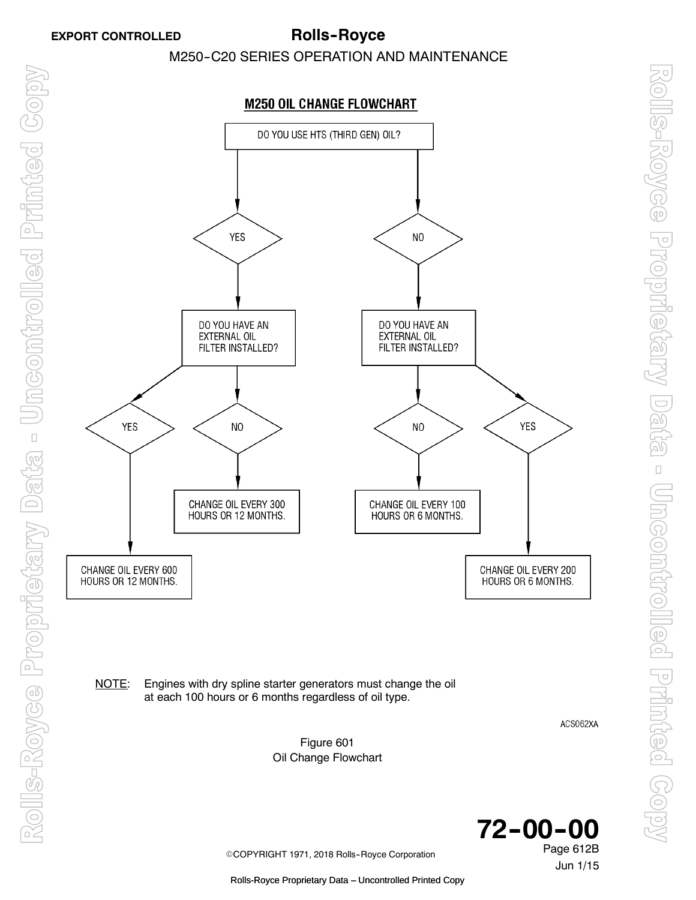## M250 OIL CHANGE FLOWCHART

DO YOU USE HTS (THIRD GEN) OIL?

- **YES** → DO YOU HAVE AN EXTERNAL OIL FILTER INSTALLED?
  - **YES** → CHANGE OIL EVERY 600 HOURS OR 12 MONTHS.
  - **NO** → CHANGE OIL EVERY 300 HOURS OR 12 MONTHS.
- **NO** → DO YOU HAVE AN EXTERNAL OIL FILTER INSTALLED?
  - **NO** → CHANGE OIL EVERY 100 HOURS OR 6 MONTHS.
  - **YES** → CHANGE OIL EVERY 200 HOURS OR 6 MONTHS.

NOTE: Engines with dry spline starter generators must change the oil at each 100 hours or 6 months regardless of oil type.

ACS062XA

Figure 601
Oil Change Flowchart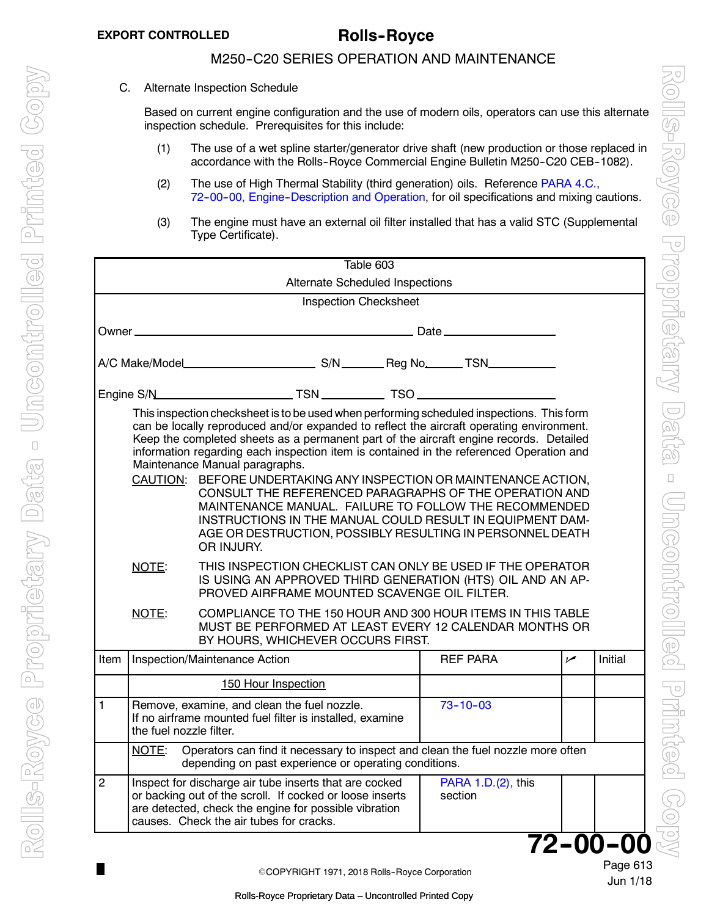C. Alternate Inspection Schedule

Based on current engine configuration and the use of modern oils, operators can use this alternate inspection schedule. Prerequisites for this include:

(1) The use of a wet spline starter/generator drive shaft (new production or those replaced in accordance with the Rolls-Royce Commercial Engine Bulletin M250-C20 CEB-1082).

(2) The use of High Thermal Stability (third generation) oils. Reference PARA 4.C., 72-00-00, Engine-Description and Operation, for oil specifications and mixing cautions.

(3) The engine must have an external oil filter installed that has a valid STC (Supplemental Type Certificate).

Table 603
Alternate Scheduled Inspections

Inspection Checksheet

Owner ______________________________ Date ______________

A/C Make/Model ______________ S/N ______ Reg No. ______ TSN ________

Engine S/N ______________ TSN ________ TSO ______________

This inspection checksheet is to be used when performing scheduled inspections. This form can be locally reproduced and/or expanded to reflect the aircraft operating environment. Keep the completed sheets as a permanent part of the aircraft engine records. Detailed information regarding each inspection item is contained in the referenced Operation and Maintenance Manual paragraphs.

CAUTION: BEFORE UNDERTAKING ANY INSPECTION OR MAINTENANCE ACTION, CONSULT THE REFERENCED PARAGRAPHS OF THE OPERATION AND MAINTENANCE MANUAL. FAILURE TO FOLLOW THE RECOMMENDED INSTRUCTIONS IN THE MANUAL COULD RESULT IN EQUIPMENT DAMAGE OR DESTRUCTION, POSSIBLY RESULTING IN PERSONNEL DEATH OR INJURY.

NOTE: THIS INSPECTION CHECKLIST CAN ONLY BE USED IF THE OPERATOR IS USING AN APPROVED THIRD GENERATION (HTS) OIL AND AN APPROVED AIRFRAME MOUNTED SCAVENGE OIL FILTER.

NOTE: COMPLIANCE TO THE 150 HOUR AND 300 HOUR ITEMS IN THIS TABLE MUST BE PERFORMED AT LEAST EVERY 12 CALENDAR MONTHS OR BY HOURS, WHICHEVER OCCURS FIRST.

| Item | Inspection/Maintenance Action | REF PARA | ✓ | Initial |
|---|---|---|---|---|
| | 150 Hour Inspection | | | |
| 1 | Remove, examine, and clean the fuel nozzle. If no airframe mounted fuel filter is installed, examine the fuel nozzle filter. | 73-10-03 | | |
| | NOTE: Operators can find it necessary to inspect and clean the fuel nozzle more often depending on past experience or operating conditions. | | | |
| 2 | Inspect for discharge air tube inserts that are cocked or backing out of the scroll. If cocked or loose inserts are detected, check the engine for possible vibration causes. Check the air tubes for cracks. | PARA 1.D.(2), this section | | |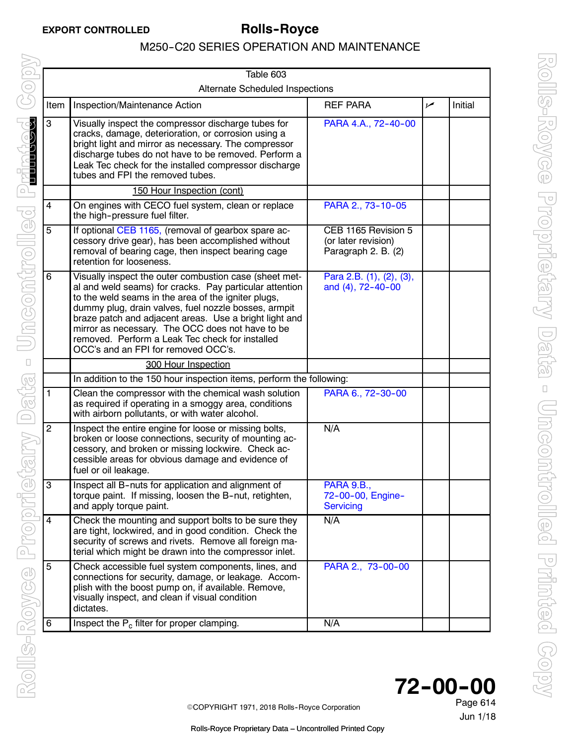Table 603

Alternate Scheduled Inspections

| Item | Inspection/Maintenance Action | REF PARA | ✓ | Initial |
|---|---|---|---|---|
| 3 | Visually inspect the compressor discharge tubes for cracks, damage, deterioration, or corrosion using a bright light and mirror as necessary. The compressor discharge tubes do not have to be removed. Perform a Leak Tec check for the installed compressor discharge tubes and FPI the removed tubes. | PARA 4.A., 72-40-00 | | |
| | 150 Hour Inspection (cont) | | | |
| 4 | On engines with CECO fuel system, clean or replace the high-pressure fuel filter. | PARA 2., 73-10-05 | | |
| 5 | If optional CEB 1165, (removal of gearbox spare accessory drive gear), has been accomplished without removal of bearing cage, then inspect bearing cage retention for looseness. | CEB 1165 Revision 5 (or later revision) Paragraph 2. B. (2) | | |
| 6 | Visually inspect the outer combustion case (sheet metal and weld seams) for cracks. Pay particular attention to the weld seams in the area of the igniter plugs, dummy plug, drain valves, fuel nozzle bosses, armpit braze patch and adjacent areas. Use a bright light and mirror as necessary. The OCC does not have to be removed. Perform a Leak Tec check for installed OCC's and an FPI for removed OCC's. | Para 2.B. (1), (2), (3), and (4), 72-40-00 | | |
| | 300 Hour Inspection | | | |
| | In addition to the 150 hour inspection items, perform the following: | | | |
| 1 | Clean the compressor with the chemical wash solution as required if operating in a smoggy area, conditions with airborn pollutants, or with water alcohol. | PARA 6., 72-30-00 | | |
| 2 | Inspect the entire engine for loose or missing bolts, broken or loose connections, security of mounting accessory, and broken or missing lockwire. Check accessible areas for obvious damage and evidence of fuel or oil leakage. | N/A | | |
| 3 | Inspect all B-nuts for application and alignment of torque paint. If missing, loosen the B-nut, retighten, and apply torque paint. | PARA 9.B., 72-00-00, Engine-Servicing | | |
| 4 | Check the mounting and support bolts to be sure they are tight, lockwired, and in good condition. Check the security of screws and rivets. Remove all foreign material which might be drawn into the compressor inlet. | N/A | | |
| 5 | Check accessible fuel system components, lines, and connections for security, damage, or leakage. Accomplish with the boost pump on, if available. Remove, visually inspect, and clean if visual condition dictates. | PARA 2., 73-00-00 | | |
| 6 | Inspect the $P_c$ filter for proper clamping. | N/A | | |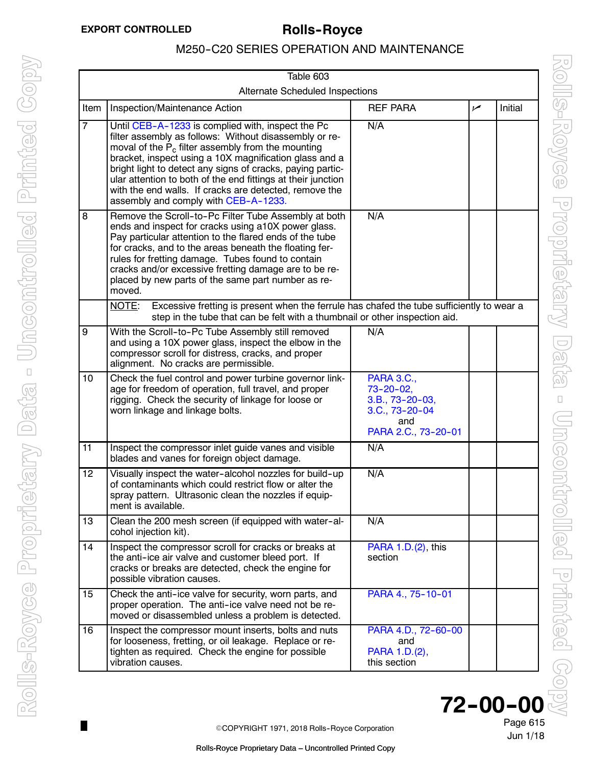Table 603

Alternate Scheduled Inspections

| Item | Inspection/Maintenance Action | REF PARA | ✓ | Initial |
|---|---|---|---|---|
| 7 | Until CEB-A-1233 is complied with, inspect the Pc filter assembly as follows: Without disassembly or removal of the $P_c$ filter assembly from the mounting bracket, inspect using a 10X magnification glass and a bright light to detect any signs of cracks, paying particular attention to both of the end fittings at their junction with the end walls. If cracks are detected, remove the assembly and comply with CEB-A-1233. | N/A | | |
| 8 | Remove the Scroll-to-Pc Filter Tube Assembly at both ends and inspect for cracks using a10X power glass. Pay particular attention to the flared ends of the tube for cracks, and to the areas beneath the floating ferrules for fretting damage. Tubes found to contain cracks and/or excessive fretting damage are to be replaced by new parts of the same part number as removed. | N/A | | |
| | NOTE: Excessive fretting is present when the ferrule has chafed the tube sufficiently to wear a step in the tube that can be felt with a thumbnail or other inspection aid. | | | |
| 9 | With the Scroll-to-Pc Tube Assembly still removed and using a 10X power glass, inspect the elbow in the compressor scroll for distress, cracks, and proper alignment. No cracks are permissible. | N/A | | |
| 10 | Check the fuel control and power turbine governor linkage for freedom of operation, full travel, and proper rigging. Check the security of linkage for loose or worn linkage and linkage bolts. | PARA 3.C., 73-20-02, 3.B., 73-20-03, 3.C., 73-20-04 and PARA 2.C., 73-20-01 | | |
| 11 | Inspect the compressor inlet guide vanes and visible blades and vanes for foreign object damage. | N/A | | |
| 12 | Visually inspect the water-alcohol nozzles for build-up of contaminants which could restrict flow or alter the spray pattern. Ultrasonic clean the nozzles if equipment is available. | N/A | | |
| 13 | Clean the 200 mesh screen (if equipped with water-alcohol injection kit). | N/A | | |
| 14 | Inspect the compressor scroll for cracks or breaks at the anti-ice air valve and customer bleed port. If cracks or breaks are detected, check the engine for possible vibration causes. | PARA 1.D.(2), this section | | |
| 15 | Check the anti-ice valve for security, worn parts, and proper operation. The anti-ice valve need not be removed or disassembled unless a problem is detected. | PARA 4., 75-10-01 | | |
| 16 | Inspect the compressor mount inserts, bolts and nuts for looseness, fretting, or oil leakage. Replace or retighten as required. Check the engine for possible vibration causes. | PARA 4.D., 72-60-00 and PARA 1.D.(2), this section | | |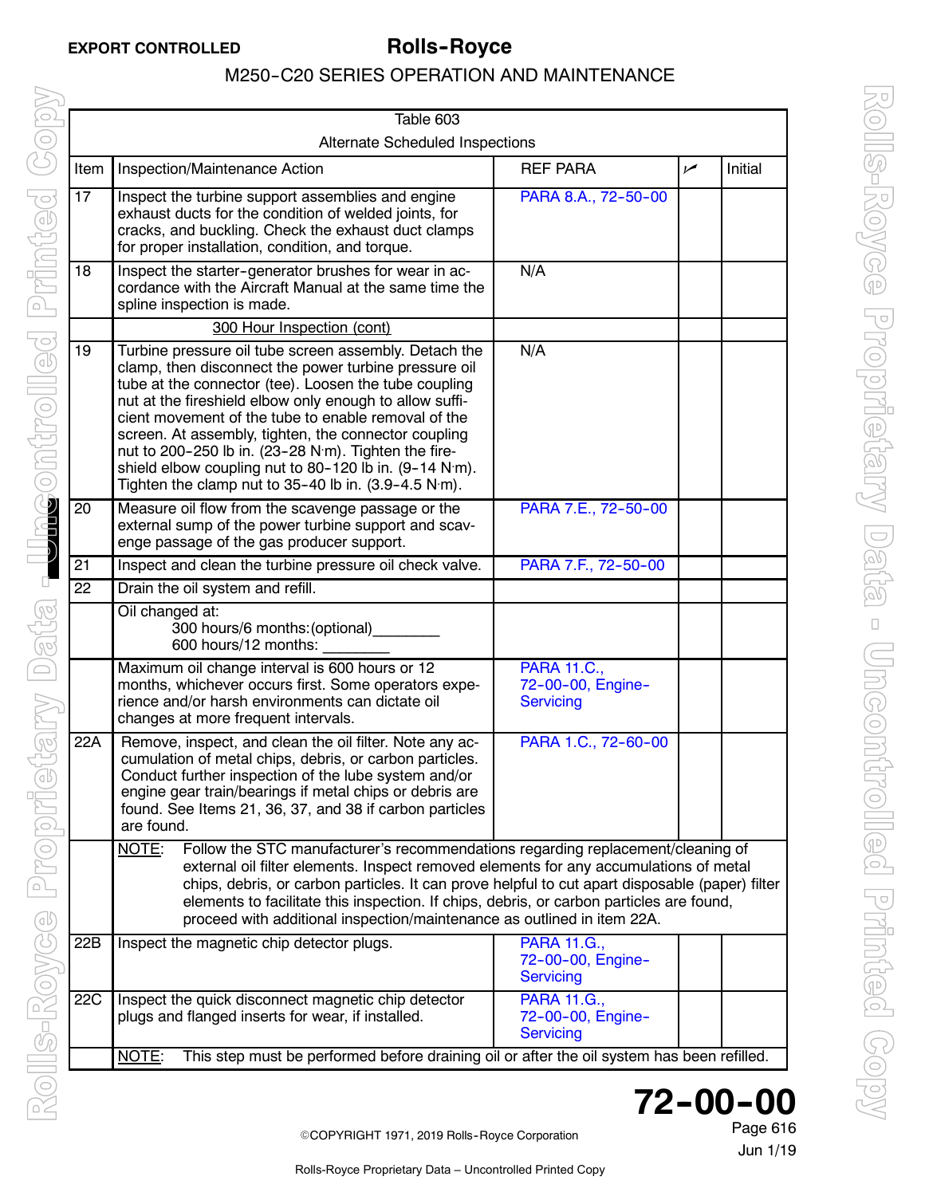Table 603

Alternate Scheduled Inspections

| Item | Inspection/Maintenance Action | REF PARA | ✓ | Initial |
|---|---|---|---|---|
| 17 | Inspect the turbine support assemblies and engine exhaust ducts for the condition of welded joints, for cracks, and buckling. Check the exhaust duct clamps for proper installation, condition, and torque. | PARA 8.A., 72-50-00 | | |
| 18 | Inspect the starter-generator brushes for wear in accordance with the Aircraft Manual at the same time the spline inspection is made. | N/A | | |
| | 300 Hour Inspection (cont) | | | |
| 19 | Turbine pressure oil tube screen assembly. Detach the clamp, then disconnect the power turbine pressure oil tube at the connector (tee). Loosen the tube coupling nut at the fireshield elbow only enough to allow sufficient movement of the tube to enable removal of the screen. At assembly, tighten, the connector coupling nut to 200-250 lb in. (23-28 N·m). Tighten the fireshield elbow coupling nut to 80-120 lb in. (9-14 N·m). Tighten the clamp nut to 35-40 lb in. (3.9-4.5 N·m). | N/A | | |
| 20 | Measure oil flow from the scavenge passage or the external sump of the power turbine support and scavenge passage of the gas producer support. | PARA 7.E., 72-50-00 | | |
| 21 | Inspect and clean the turbine pressure oil check valve. | PARA 7.F., 72-50-00 | | |
| 22 | Drain the oil system and refill. | | | |
| | Oil changed at:<br>300 hours/6 months:(optional)________<br>600 hours/12 months: ________ | | | |
| | Maximum oil change interval is 600 hours or 12 months, whichever occurs first. Some operators experience and/or harsh environments can dictate oil changes at more frequent intervals. | PARA 11.C., 72-00-00, Engine-Servicing | | |
| 22A | Remove, inspect, and clean the oil filter. Note any accumulation of metal chips, debris, or carbon particles. Conduct further inspection of the lube system and/or engine gear train/bearings if metal chips or debris are found. See Items 21, 36, 37, and 38 if carbon particles are found. | PARA 1.C., 72-60-00 | | |
| | NOTE: Follow the STC manufacturer's recommendations regarding replacement/cleaning of external oil filter elements. Inspect removed elements for any accumulations of metal chips, debris, or carbon particles. It can prove helpful to cut apart disposable (paper) filter elements to facilitate this inspection. If chips, debris, or carbon particles are found, proceed with additional inspection/maintenance as outlined in item 22A. | | | |
| 22B | Inspect the magnetic chip detector plugs. | PARA 11.G., 72-00-00, Engine-Servicing | | |
| 22C | Inspect the quick disconnect magnetic chip detector plugs and flanged inserts for wear, if installed. | PARA 11.G., 72-00-00, Engine-Servicing | | |
| | NOTE: This step must be performed before draining oil or after the oil system has been refilled. | | | |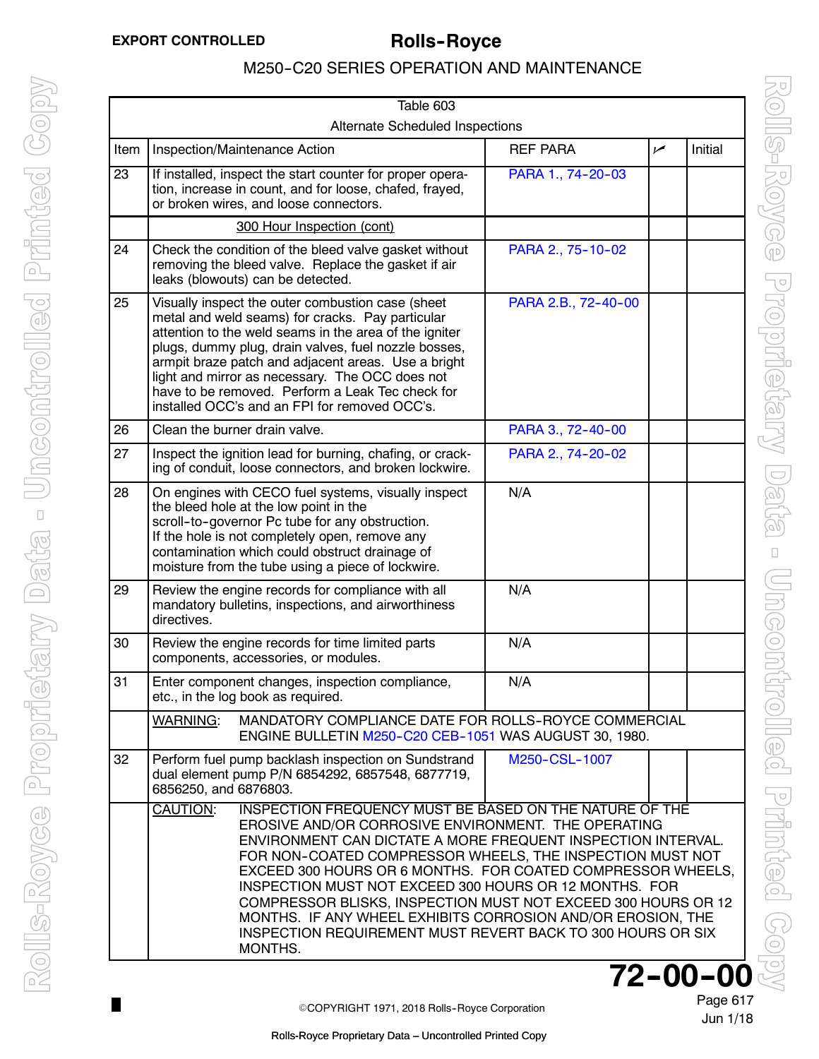| Table 603 | | | | |
|---|---|---|---|---|
| Alternate Scheduled Inspections | | | | |
| Item | Inspection/Maintenance Action | REF PARA | ✓ | Initial |
| 23 | If installed, inspect the start counter for proper operation, increase in count, and for loose, chafed, frayed, or broken wires, and loose connectors. | PARA 1., 74-20-03 | | |
| | 300 Hour Inspection (cont) | | | |
| 24 | Check the condition of the bleed valve gasket without removing the bleed valve. Replace the gasket if air leaks (blowouts) can be detected. | PARA 2., 75-10-02 | | |
| 25 | Visually inspect the outer combustion case (sheet metal and weld seams) for cracks. Pay particular attention to the weld seams in the area of the igniter plugs, dummy plug, drain valves, fuel nozzle bosses, armpit braze patch and adjacent areas. Use a bright light and mirror as necessary. The OCC does not have to be removed. Perform a Leak Tec check for installed OCC's and an FPI for removed OCC's. | PARA 2.B., 72-40-00 | | |
| 26 | Clean the burner drain valve. | PARA 3., 72-40-00 | | |
| 27 | Inspect the ignition lead for burning, chafing, or cracking of conduit, loose connectors, and broken lockwire. | PARA 2., 74-20-02 | | |
| 28 | On engines with CECO fuel systems, visually inspect the bleed hole at the low point in the scroll-to-governor Pc tube for any obstruction. If the hole is not completely open, remove any contamination which could obstruct drainage of moisture from the tube using a piece of lockwire. | N/A | | |
| 29 | Review the engine records for compliance with all mandatory bulletins, inspections, and airworthiness directives. | N/A | | |
| 30 | Review the engine records for time limited parts components, accessories, or modules. | N/A | | |
| 31 | Enter component changes, inspection compliance, etc., in the log book as required. | N/A | | |
| | WARNING: MANDATORY COMPLIANCE DATE FOR ROLLS-ROYCE COMMERCIAL ENGINE BULLETIN M250-C20 CEB-1051 WAS AUGUST 30, 1980. | | | |
| 32 | Perform fuel pump backlash inspection on Sundstrand dual element pump P/N 6854292, 6857548, 6877719, 6856250, and 6876803. | M250-CSL-1007 | | |
| | CAUTION: INSPECTION FREQUENCY MUST BE BASED ON THE NATURE OF THE EROSIVE AND/OR CORROSIVE ENVIRONMENT. THE OPERATING ENVIRONMENT CAN DICTATE A MORE FREQUENT INSPECTION INTERVAL. FOR NON-COATED COMPRESSOR WHEELS, THE INSPECTION MUST NOT EXCEED 300 HOURS OR 6 MONTHS. FOR COATED COMPRESSOR WHEELS, INSPECTION MUST NOT EXCEED 300 HOURS OR 12 MONTHS. FOR COMPRESSOR BLISKS, INSPECTION MUST NOT EXCEED 300 HOURS OR 12 MONTHS. IF ANY WHEEL EXHIBITS CORROSION AND/OR EROSION, THE INSPECTION REQUIREMENT MUST REVERT BACK TO 300 HOURS OR SIX MONTHS. | | | |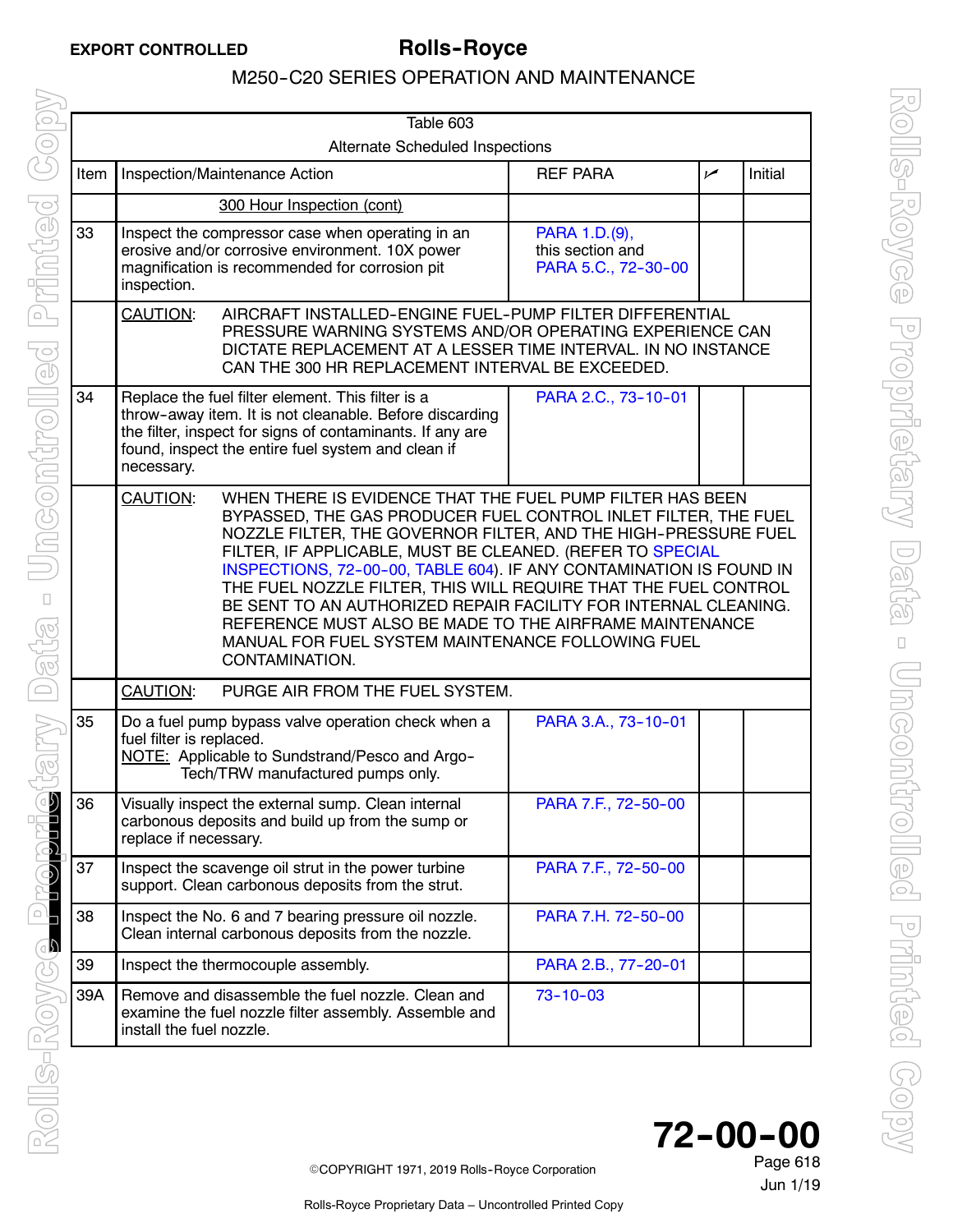| Table 603 | | | | |
|---|---|---|---|---|
| Alternate Scheduled Inspections | | | | |
| Item | Inspection/Maintenance Action | REF PARA | ✓ | Initial |
| | 300 Hour Inspection (cont) | | | |
| 33 | Inspect the compressor case when operating in an erosive and/or corrosive environment. 10X power magnification is recommended for corrosion pit inspection. | PARA 1.D.(9), this section and PARA 5.C., 72-30-00 | | |
| | CAUTION: AIRCRAFT INSTALLED-ENGINE FUEL-PUMP FILTER DIFFERENTIAL PRESSURE WARNING SYSTEMS AND/OR OPERATING EXPERIENCE CAN DICTATE REPLACEMENT AT A LESSER TIME INTERVAL. IN NO INSTANCE CAN THE 300 HR REPLACEMENT INTERVAL BE EXCEEDED. | | | |
| 34 | Replace the fuel filter element. This filter is a throw-away item. It is not cleanable. Before discarding the filter, inspect for signs of contaminants. If any are found, inspect the entire fuel system and clean if necessary. | PARA 2.C., 73-10-01 | | |
| | CAUTION: WHEN THERE IS EVIDENCE THAT THE FUEL PUMP FILTER HAS BEEN BYPASSED, THE GAS PRODUCER FUEL CONTROL INLET FILTER, THE FUEL NOZZLE FILTER, THE GOVERNOR FILTER, AND THE HIGH-PRESSURE FUEL FILTER, IF APPLICABLE, MUST BE CLEANED. (REFER TO SPECIAL INSPECTIONS, 72-00-00, TABLE 604). IF ANY CONTAMINATION IS FOUND IN THE FUEL NOZZLE FILTER, THIS WILL REQUIRE THAT THE FUEL CONTROL BE SENT TO AN AUTHORIZED REPAIR FACILITY FOR INTERNAL CLEANING. REFERENCE MUST ALSO BE MADE TO THE AIRFRAME MAINTENANCE MANUAL FOR FUEL SYSTEM MAINTENANCE FOLLOWING FUEL CONTAMINATION. | | | |
| | CAUTION: PURGE AIR FROM THE FUEL SYSTEM. | | | |
| 35 | Do a fuel pump bypass valve operation check when a fuel filter is replaced. NOTE: Applicable to Sundstrand/Pesco and Argo-Tech/TRW manufactured pumps only. | PARA 3.A., 73-10-01 | | |
| 36 | Visually inspect the external sump. Clean internal carbonous deposits and build up from the sump or replace if necessary. | PARA 7.F., 72-50-00 | | |
| 37 | Inspect the scavenge oil strut in the power turbine support. Clean carbonous deposits from the strut. | PARA 7.F., 72-50-00 | | |
| 38 | Inspect the No. 6 and 7 bearing pressure oil nozzle. Clean internal carbonous deposits from the nozzle. | PARA 7.H. 72-50-00 | | |
| 39 | Inspect the thermocouple assembly. | PARA 2.B., 77-20-01 | | |
| 39A | Remove and disassemble the fuel nozzle. Clean and examine the fuel nozzle filter assembly. Assemble and install the fuel nozzle. | 73-10-03 | | |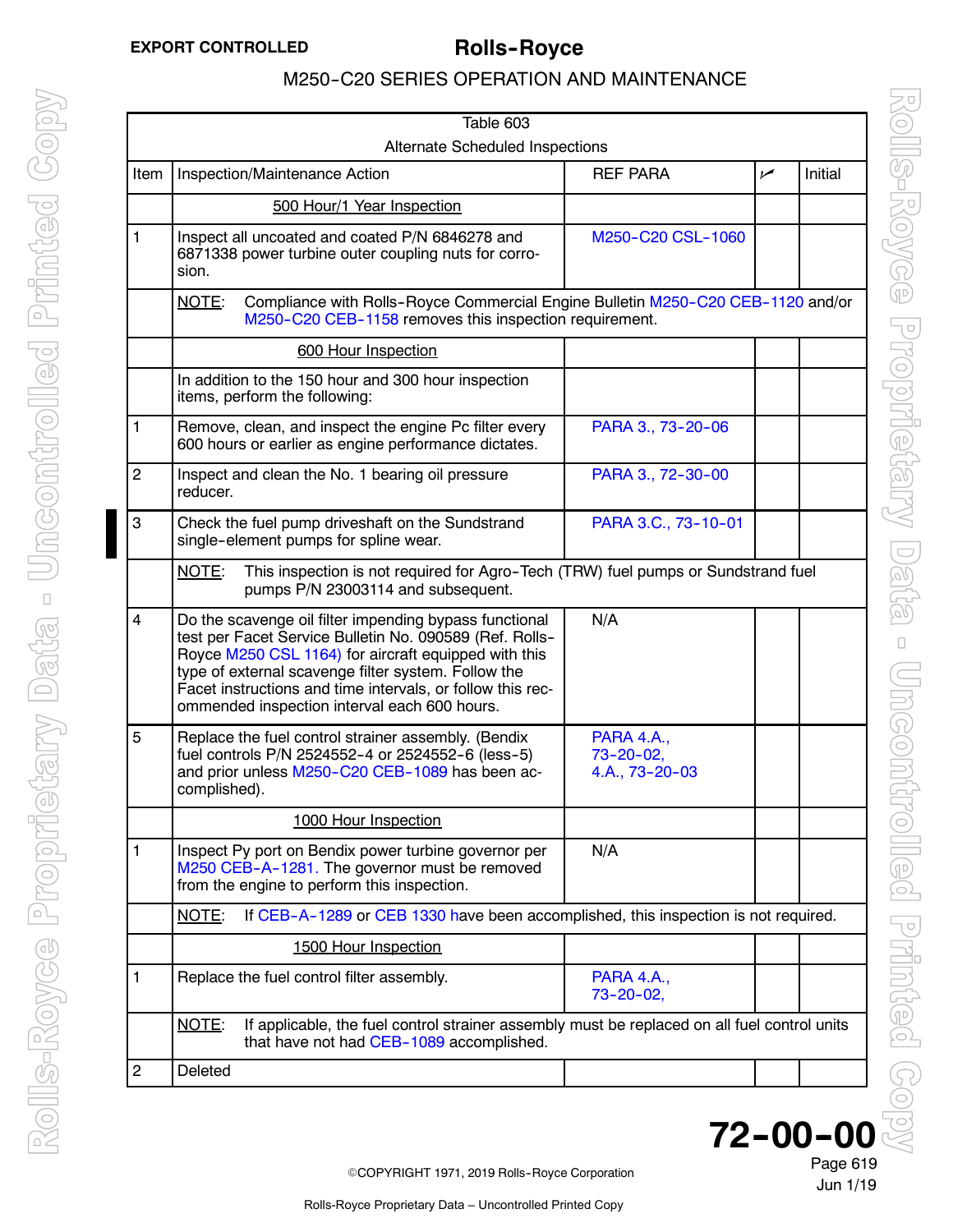| Table 603 | | | | |
|---|---|---|---|---|
| Alternate Scheduled Inspections | | | | |
| Item | Inspection/Maintenance Action | REF PARA | ✓ | Initial |
| | 500 Hour/1 Year Inspection | | | |
| 1 | Inspect all uncoated and coated P/N 6846278 and 6871338 power turbine outer coupling nuts for corrosion. | M250-C20 CSL-1060 | | |
| | NOTE: Compliance with Rolls-Royce Commercial Engine Bulletin M250-C20 CEB-1120 and/or M250-C20 CEB-1158 removes this inspection requirement. | | | |
| | 600 Hour Inspection | | | |
| | In addition to the 150 hour and 300 hour inspection items, perform the following: | | | |
| 1 | Remove, clean, and inspect the engine Pc filter every 600 hours or earlier as engine performance dictates. | PARA 3., 73-20-06 | | |
| 2 | Inspect and clean the No. 1 bearing oil pressure reducer. | PARA 3., 72-30-00 | | |
| 3 | Check the fuel pump driveshaft on the Sundstrand single-element pumps for spline wear. | PARA 3.C., 73-10-01 | | |
| | NOTE: This inspection is not required for Agro-Tech (TRW) fuel pumps or Sundstrand fuel pumps P/N 23003114 and subsequent. | | | |
| 4 | Do the scavenge oil filter impending bypass functional test per Facet Service Bulletin No. 090589 (Ref. Rolls-Royce M250 CSL 1164) for aircraft equipped with this type of external scavenge filter system. Follow the Facet instructions and time intervals, or follow this recommended inspection interval each 600 hours. | N/A | | |
| 5 | Replace the fuel control strainer assembly. (Bendix fuel controls P/N 2524552-4 or 2524552-6 (less-5) and prior unless M250-C20 CEB-1089 has been accomplished). | PARA 4.A., 73-20-02, 4.A., 73-20-03 | | |
| | 1000 Hour Inspection | | | |
| 1 | Inspect Py port on Bendix power turbine governor per M250 CEB-A-1281. The governor must be removed from the engine to perform this inspection. | N/A | | |
| | NOTE: If CEB-A-1289 or CEB 1330 have been accomplished, this inspection is not required. | | | |
| | 1500 Hour Inspection | | | |
| 1 | Replace the fuel control filter assembly. | PARA 4.A., 73-20-02, | | |
| | NOTE: If applicable, the fuel control strainer assembly must be replaced on all fuel control units that have not had CEB-1089 accomplished. | | | |
| 2 | Deleted | | | |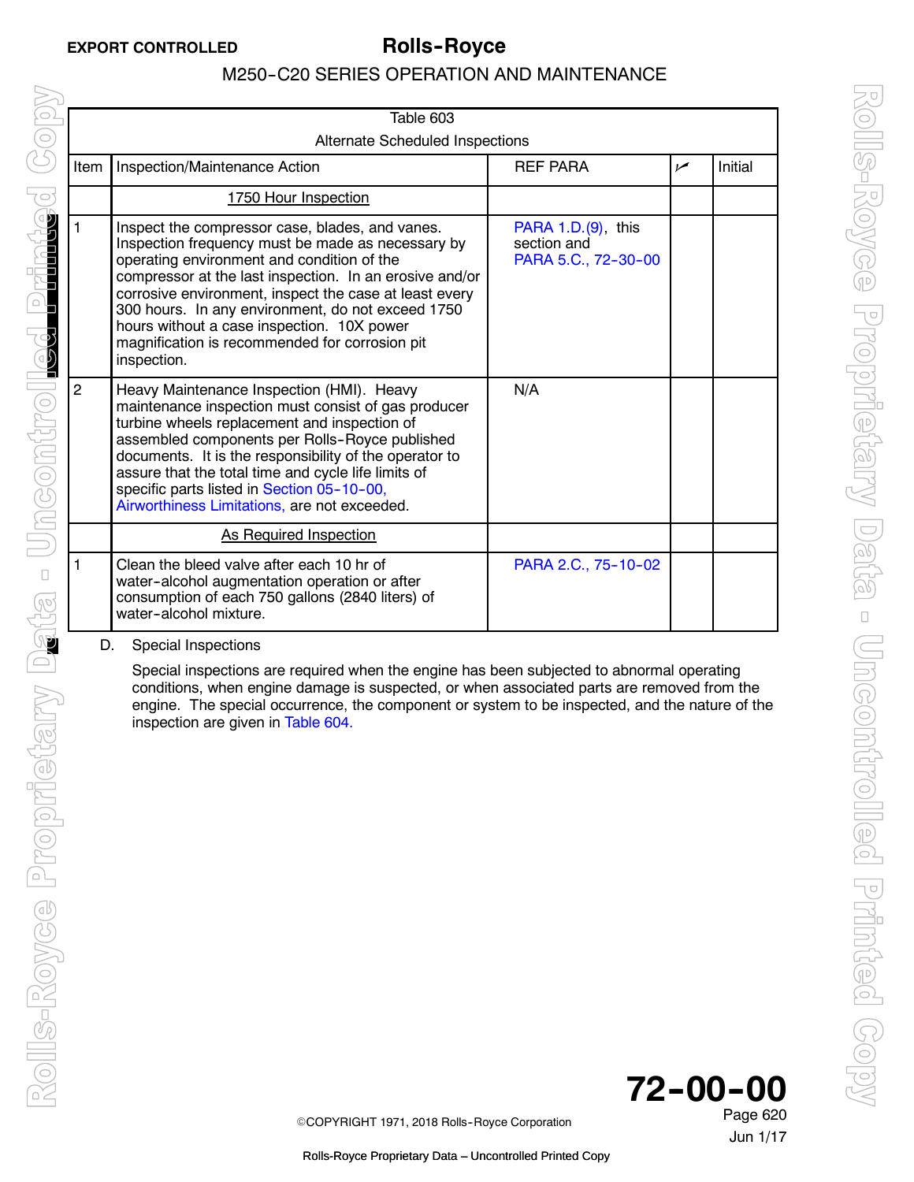| Table 603 Alternate Scheduled Inspections | | | | |
|---|---|---|---|---|
| Item | Inspection/Maintenance Action | REF PARA | ✓ | Initial |
| | 1750 Hour Inspection | | | |
| 1 | Inspect the compressor case, blades, and vanes. Inspection frequency must be made as necessary by operating environment and condition of the compressor at the last inspection. In an erosive and/or corrosive environment, inspect the case at least every 300 hours. In any environment, do not exceed 1750 hours without a case inspection. 10X power magnification is recommended for corrosion pit inspection. | PARA 1.D.(9), this section and PARA 5.C., 72-30-00 | | |
| 2 | Heavy Maintenance Inspection (HMI). Heavy maintenance inspection must consist of gas producer turbine wheels replacement and inspection of assembled components per Rolls-Royce published documents. It is the responsibility of the operator to assure that the total time and cycle life limits of specific parts listed in Section 05-10-00, Airworthiness Limitations, are not exceeded. | N/A | | |
| | As Required Inspection | | | |
| 1 | Clean the bleed valve after each 10 hr of water-alcohol augmentation operation or after consumption of each 750 gallons (2840 liters) of water-alcohol mixture. | PARA 2.C., 75-10-02 | | |

D. Special Inspections

Special inspections are required when the engine has been subjected to abnormal operating conditions, when engine damage is suspected, or when associated parts are removed from the engine. The special occurrence, the component or system to be inspected, and the nature of the inspection are given in Table 604.